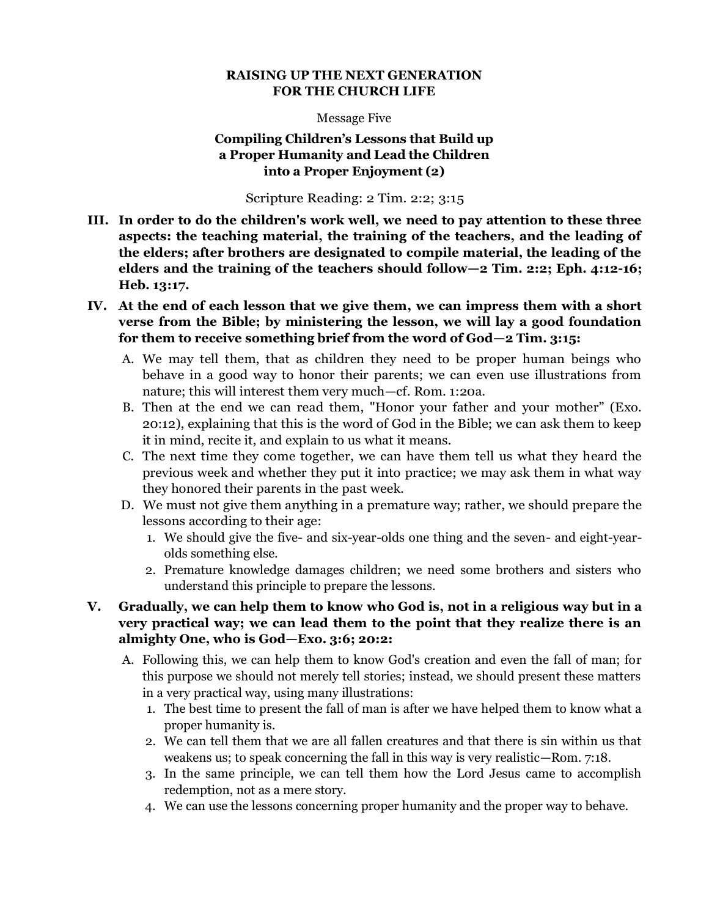# RAISING UP THE NEXT GENERATION FOR THE CHURCH LIFE

Message Five

## Compiling Children's Lessons that Build up a Proper Humanity and Lead the Children into a Proper Enjoyment (2)

Scripture Reading: 2 Tim. 2:2; 3:15

**III. In order to do the children's work well, we need to pay attention to these three aspects: the teaching material, the training of the teachers, and the leading of the elders; after brothers are designated to compile material, the leading of the elders and the training of the teachers should follow—2 Tim. 2:2; Eph. 4:12-16; Heb. 13:17.**

**IV. At the end of each lesson that we give them, we can impress them with a short verse from the Bible; by ministering the lesson, we will lay a good foundation for them to receive something brief from the word of God—2 Tim. 3:15:**

- A. We may tell them, that as children they need to be proper human beings who behave in a good way to honor their parents; we can even use illustrations from nature; this will interest them very much—cf. Rom. 1:20a.
- B. Then at the end we can read them, "Honor your father and your mother" (Exo. 20:12), explaining that this is the word of God in the Bible; we can ask them to keep it in mind, recite it, and explain to us what it means.
- C. The next time they come together, we can have them tell us what they heard the previous week and whether they put it into practice; we may ask them in what way they honored their parents in the past week.
- D. We must not give them anything in a premature way; rather, we should prepare the lessons according to their age:
  1. We should give the five- and six-year-olds one thing and the seven- and eight-year-olds something else.
  2. Premature knowledge damages children; we need some brothers and sisters who understand this principle to prepare the lessons.

**V. Gradually, we can help them to know who God is, not in a religious way but in a very practical way; we can lead them to the point that they realize there is an almighty One, who is God—Exo. 3:6; 20:2:**

- A. Following this, we can help them to know God's creation and even the fall of man; for this purpose we should not merely tell stories; instead, we should present these matters in a very practical way, using many illustrations:
  1. The best time to present the fall of man is after we have helped them to know what a proper humanity is.
  2. We can tell them that we are all fallen creatures and that there is sin within us that weakens us; to speak concerning the fall in this way is very realistic—Rom. 7:18.
  3. In the same principle, we can tell them how the Lord Jesus came to accomplish redemption, not as a mere story.
  4. We can use the lessons concerning proper humanity and the proper way to behave.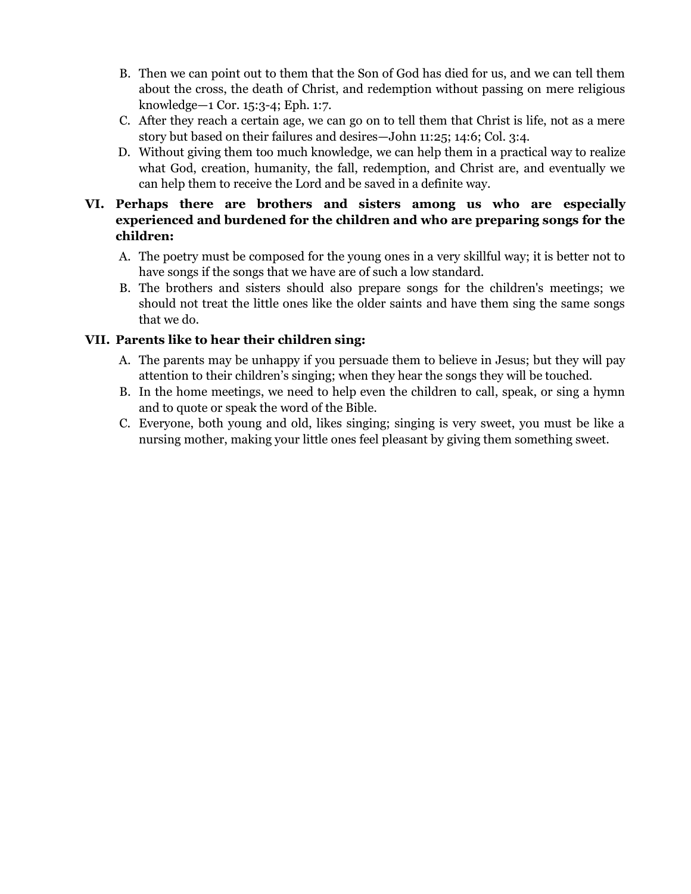B. Then we can point out to them that the Son of God has died for us, and we can tell them about the cross, the death of Christ, and redemption without passing on mere religious knowledge—1 Cor. 15:3-4; Eph. 1:7.

C. After they reach a certain age, we can go on to tell them that Christ is life, not as a mere story but based on their failures and desires—John 11:25; 14:6; Col. 3:4.

D. Without giving them too much knowledge, we can help them in a practical way to realize what God, creation, humanity, the fall, redemption, and Christ are, and eventually we can help them to receive the Lord and be saved in a definite way.

**VI. Perhaps there are brothers and sisters among us who are especially experienced and burdened for the children and who are preparing songs for the children:**

A. The poetry must be composed for the young ones in a very skillful way; it is better not to have songs if the songs that we have are of such a low standard.

B. The brothers and sisters should also prepare songs for the children's meetings; we should not treat the little ones like the older saints and have them sing the same songs that we do.

**VII. Parents like to hear their children sing:**

A. The parents may be unhappy if you persuade them to believe in Jesus; but they will pay attention to their children's singing; when they hear the songs they will be touched.

B. In the home meetings, we need to help even the children to call, speak, or sing a hymn and to quote or speak the word of the Bible.

C. Everyone, both young and old, likes singing; singing is very sweet, you must be like a nursing mother, making your little ones feel pleasant by giving them something sweet.